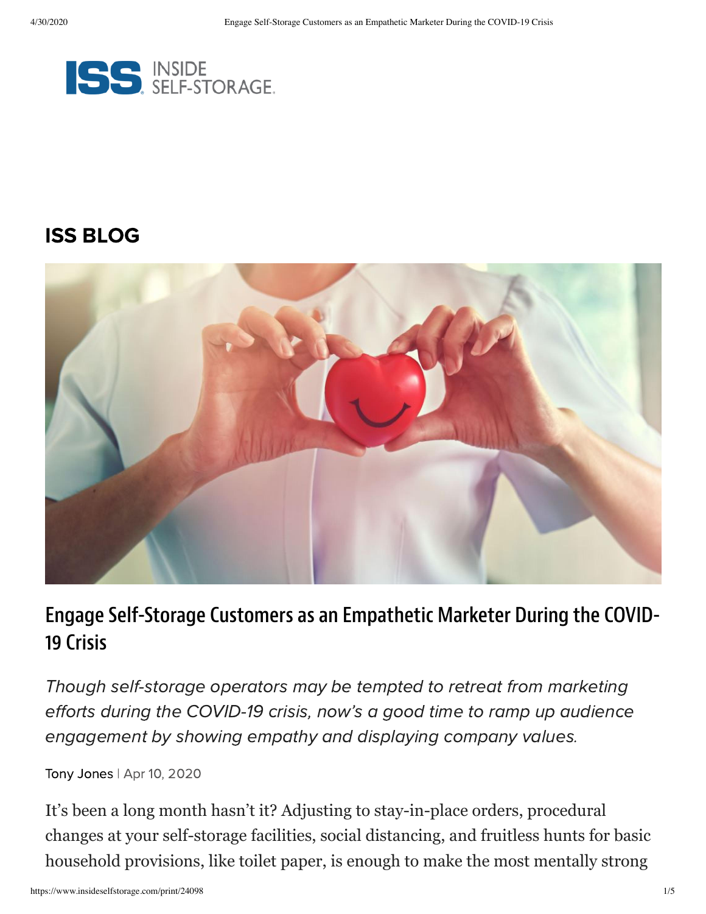ISS INSIDE SELF-STORAGE.

## ISS BLOG

# Engage Self-Storage Customers as an Empathetic Marketer During the COVID-19 Crisis

*Though self-storage operators may be tempted to retreat from marketing efforts during the COVID-19 crisis, now's a good time to ramp up audience engagement by showing empathy and displaying company values.*

Tony Jones | Apr 10, 2020

It's been a long month hasn't it? Adjusting to stay-in-place orders, procedural changes at your self-storage facilities, social distancing, and fruitless hunts for basic household provisions, like toilet paper, is enough to make the most mentally strong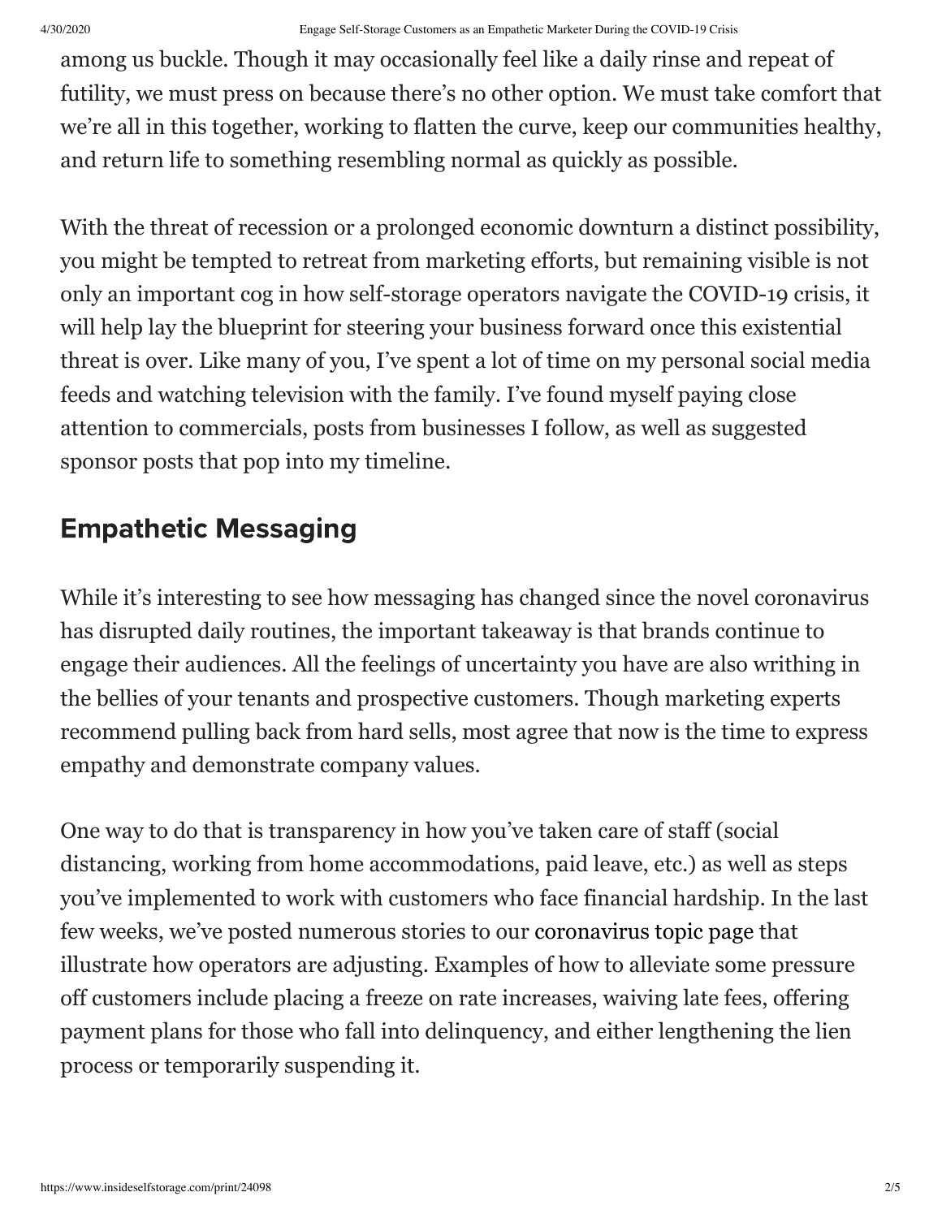among us buckle. Though it may occasionally feel like a daily rinse and repeat of futility, we must press on because there's no other option. We must take comfort that we're all in this together, working to flatten the curve, keep our communities healthy, and return life to something resembling normal as quickly as possible.

With the threat of recession or a prolonged economic downturn a distinct possibility, you might be tempted to retreat from marketing efforts, but remaining visible is not only an important cog in how self-storage operators navigate the COVID-19 crisis, it will help lay the blueprint for steering your business forward once this existential threat is over. Like many of you, I've spent a lot of time on my personal social media feeds and watching television with the family. I've found myself paying close attention to commercials, posts from businesses I follow, as well as suggested sponsor posts that pop into my timeline.

## Empathetic Messaging

While it's interesting to see how messaging has changed since the novel coronavirus has disrupted daily routines, the important takeaway is that brands continue to engage their audiences. All the feelings of uncertainty you have are also writhing in the bellies of your tenants and prospective customers. Though marketing experts recommend pulling back from hard sells, most agree that now is the time to express empathy and demonstrate company values.

One way to do that is transparency in how you've taken care of staff (social distancing, working from home accommodations, paid leave, etc.) as well as steps you've implemented to work with customers who face financial hardship. In the last few weeks, we've posted numerous stories to our coronavirus topic page that illustrate how operators are adjusting. Examples of how to alleviate some pressure off customers include placing a freeze on rate increases, waiving late fees, offering payment plans for those who fall into delinquency, and either lengthening the lien process or temporarily suspending it.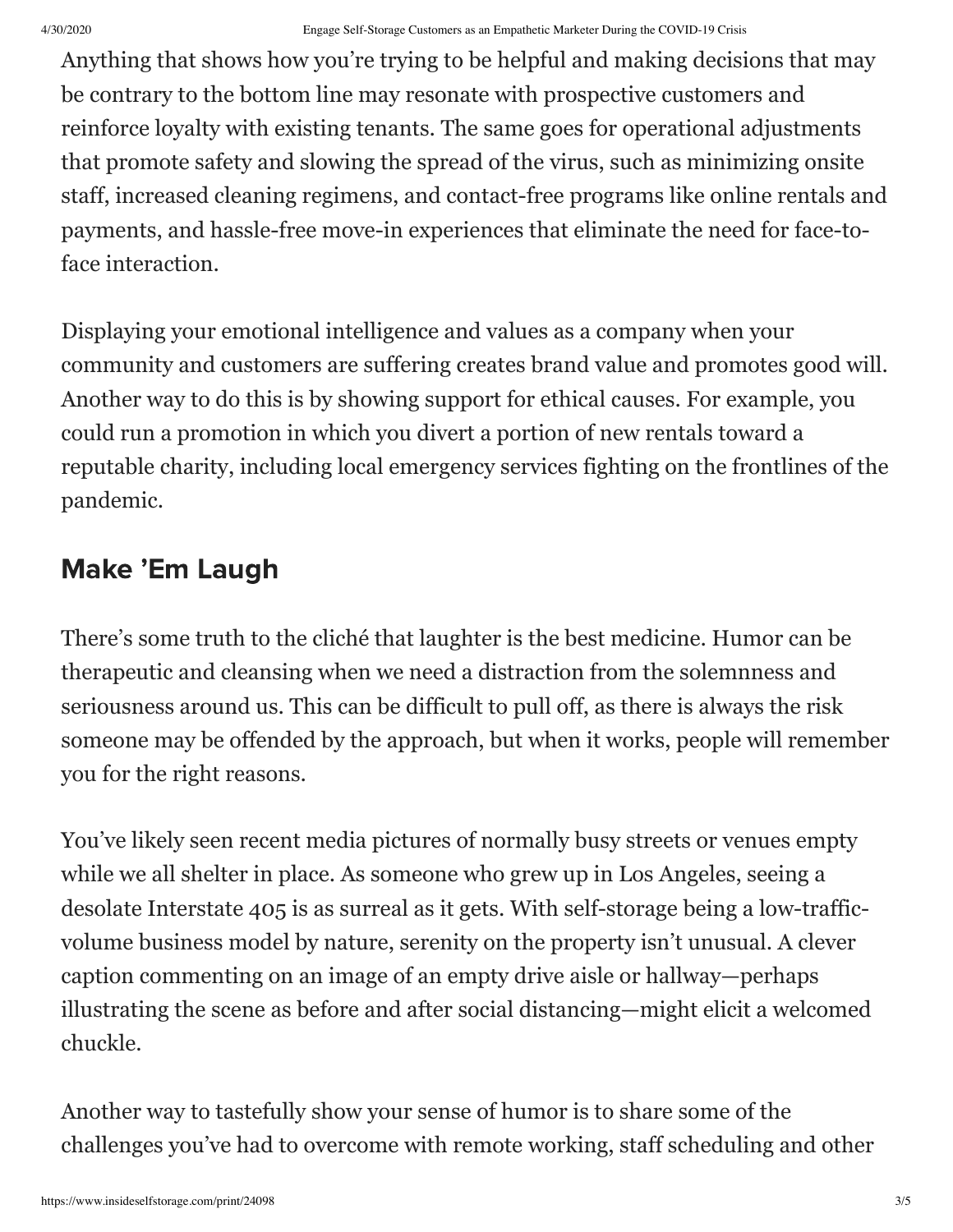Anything that shows how you're trying to be helpful and making decisions that may be contrary to the bottom line may resonate with prospective customers and reinforce loyalty with existing tenants. The same goes for operational adjustments that promote safety and slowing the spread of the virus, such as minimizing onsite staff, increased cleaning regimens, and contact-free programs like online rentals and payments, and hassle-free move-in experiences that eliminate the need for face-to-face interaction.

Displaying your emotional intelligence and values as a company when your community and customers are suffering creates brand value and promotes good will. Another way to do this is by showing support for ethical causes. For example, you could run a promotion in which you divert a portion of new rentals toward a reputable charity, including local emergency services fighting on the frontlines of the pandemic.

## Make 'Em Laugh

There's some truth to the cliché that laughter is the best medicine. Humor can be therapeutic and cleansing when we need a distraction from the solemnness and seriousness around us. This can be difficult to pull off, as there is always the risk someone may be offended by the approach, but when it works, people will remember you for the right reasons.

You've likely seen recent media pictures of normally busy streets or venues empty while we all shelter in place. As someone who grew up in Los Angeles, seeing a desolate Interstate 405 is as surreal as it gets. With self-storage being a low-traffic-volume business model by nature, serenity on the property isn't unusual. A clever caption commenting on an image of an empty drive aisle or hallway—perhaps illustrating the scene as before and after social distancing—might elicit a welcomed chuckle.

Another way to tastefully show your sense of humor is to share some of the challenges you've had to overcome with remote working, staff scheduling and other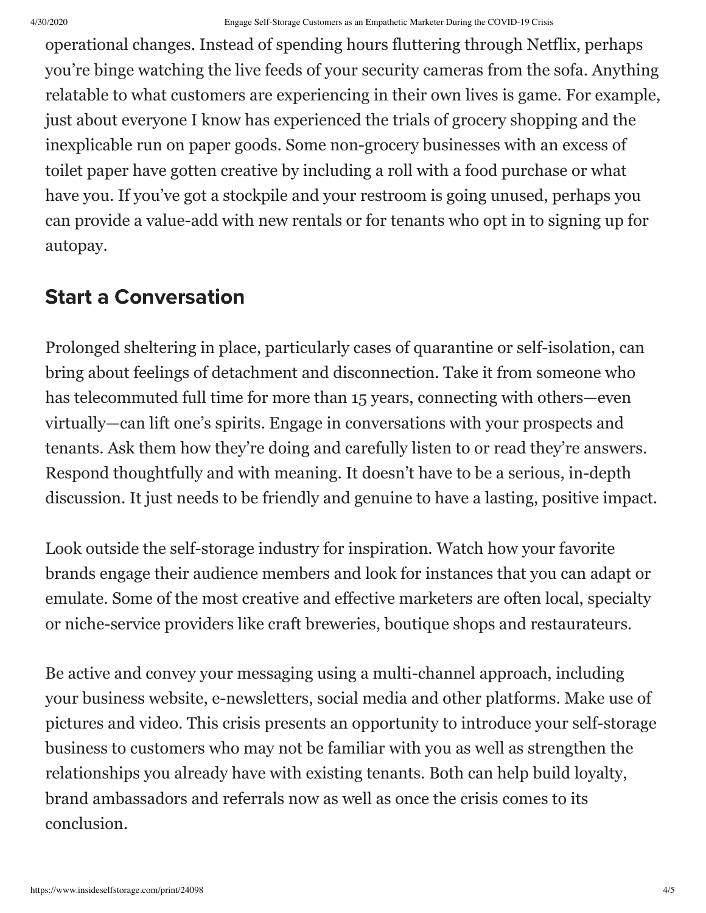operational changes. Instead of spending hours fluttering through Netflix, perhaps you're binge watching the live feeds of your security cameras from the sofa. Anything relatable to what customers are experiencing in their own lives is game. For example, just about everyone I know has experienced the trials of grocery shopping and the inexplicable run on paper goods. Some non-grocery businesses with an excess of toilet paper have gotten creative by including a roll with a food purchase or what have you. If you've got a stockpile and your restroom is going unused, perhaps you can provide a value-add with new rentals or for tenants who opt in to signing up for autopay.

## Start a Conversation

Prolonged sheltering in place, particularly cases of quarantine or self-isolation, can bring about feelings of detachment and disconnection. Take it from someone who has telecommuted full time for more than 15 years, connecting with others—even virtually—can lift one's spirits. Engage in conversations with your prospects and tenants. Ask them how they're doing and carefully listen to or read they're answers. Respond thoughtfully and with meaning. It doesn't have to be a serious, in-depth discussion. It just needs to be friendly and genuine to have a lasting, positive impact.

Look outside the self-storage industry for inspiration. Watch how your favorite brands engage their audience members and look for instances that you can adapt or emulate. Some of the most creative and effective marketers are often local, specialty or niche-service providers like craft breweries, boutique shops and restaurateurs.

Be active and convey your messaging using a multi-channel approach, including your business website, e-newsletters, social media and other platforms. Make use of pictures and video. This crisis presents an opportunity to introduce your self-storage business to customers who may not be familiar with you as well as strengthen the relationships you already have with existing tenants. Both can help build loyalty, brand ambassadors and referrals now as well as once the crisis comes to its conclusion.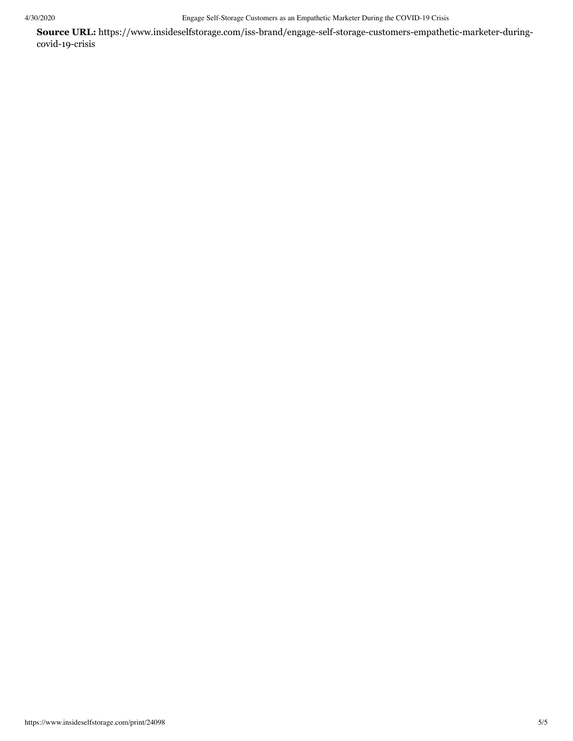**Source URL:** https://www.insideselfstorage.com/iss-brand/engage-self-storage-customers-empathetic-marketer-during-covid-19-crisis